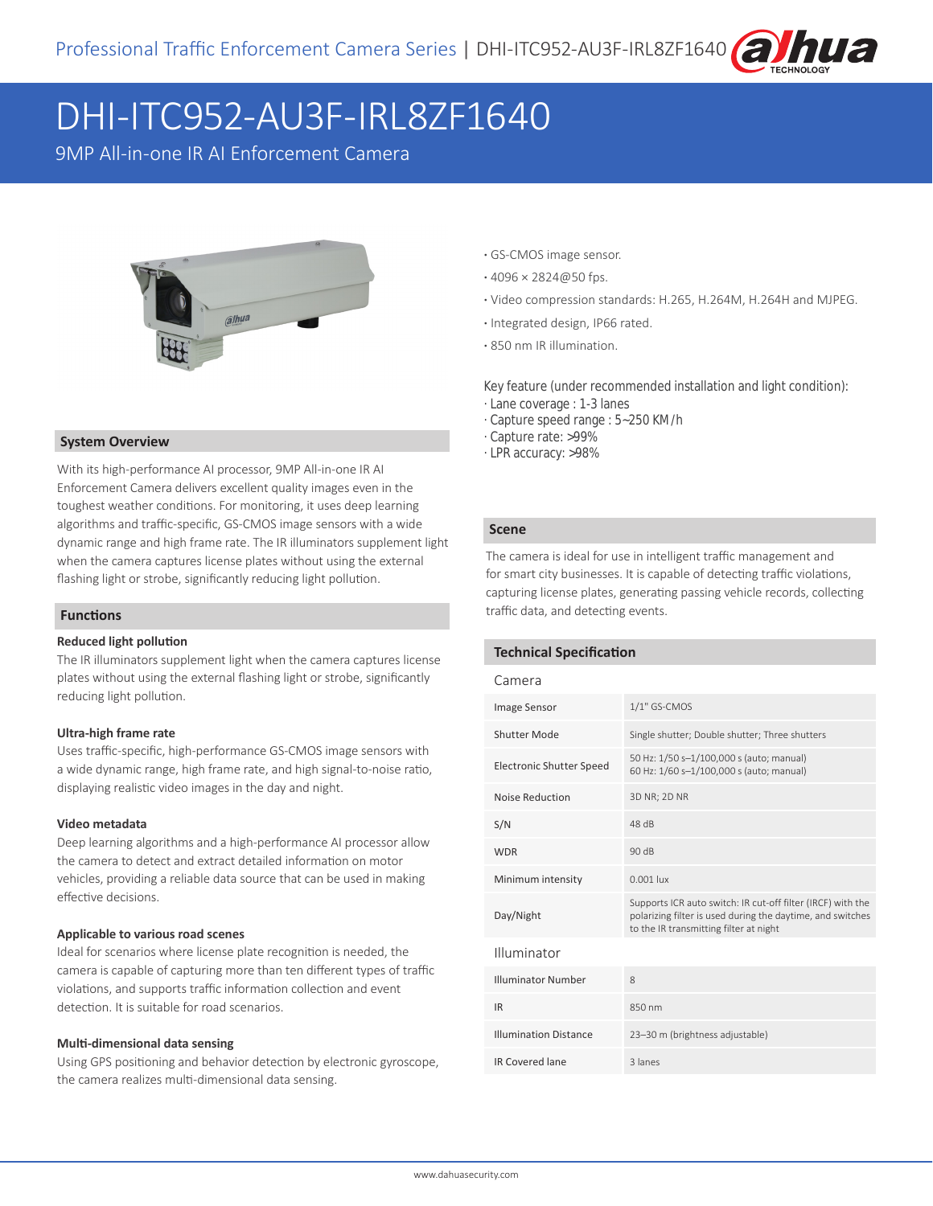# DHI-ITC952-AU3F-IRL8ZF1640

9MP All-in-one IR AI Enforcement Camera

- GS-CMOS image sensor.
- 4096 × 2824@50 fps.
- Video compression standards: H.265, H.264M, H.264H and MJPEG.
- Integrated design, IP66 rated.
- 850 nm IR illumination.

Key feature (under recommended installation and light condition):
· Lane coverage : 1-3 lanes
· Capture speed range : 5~250 KM/h
· Capture rate: >99%
· LPR accuracy: >98%

## System Overview

With its high-performance AI processor, 9MP All-in-one IR AI Enforcement Camera delivers excellent quality images even in the toughest weather conditions. For monitoring, it uses deep learning algorithms and traffic-specific, GS-CMOS image sensors with a wide dynamic range and high frame rate. The IR illuminators supplement light when the camera captures license plates without using the external flashing light or strobe, significantly reducing light pollution.

## Functions

### Reduced light pollution

The IR illuminators supplement light when the camera captures license plates without using the external flashing light or strobe, significantly reducing light pollution.

### Ultra-high frame rate

Uses traffic-specific, high-performance GS-CMOS image sensors with a wide dynamic range, high frame rate, and high signal-to-noise ratio, displaying realistic video images in the day and night.

### Video metadata

Deep learning algorithms and a high-performance AI processor allow the camera to detect and extract detailed information on motor vehicles, providing a reliable data source that can be used in making effective decisions.

### Applicable to various road scenes

Ideal for scenarios where license plate recognition is needed, the camera is capable of capturing more than ten different types of traffic violations, and supports traffic information collection and event detection. It is suitable for road scenarios.

### Multi-dimensional data sensing

Using GPS positioning and behavior detection by electronic gyroscope, the camera realizes multi-dimensional data sensing.

## Scene

The camera is ideal for use in intelligent traffic management and for smart city businesses. It is capable of detecting traffic violations, capturing license plates, generating passing vehicle records, collecting traffic data, and detecting events.

## Technical Specification

### Camera

| | |
|---|---|
| Image Sensor | 1/1" GS-CMOS |
| Shutter Mode | Single shutter; Double shutter; Three shutters |
| Electronic Shutter Speed | 50 Hz: 1/50 s–1/100,000 s (auto; manual)<br>60 Hz: 1/60 s–1/100,000 s (auto; manual) |
| Noise Reduction | 3D NR; 2D NR |
| S/N | 48 dB |
| WDR | 90 dB |
| Minimum intensity | 0.001 lux |
| Day/Night | Supports ICR auto switch: IR cut-off filter (IRCF) with the polarizing filter is used during the daytime, and switches to the IR transmitting filter at night |

### Illuminator

| | |
|---|---|
| Illuminator Number | 8 |
| IR | 850 nm |
| Illumination Distance | 23–30 m (brightness adjustable) |
| IR Covered lane | 3 lanes |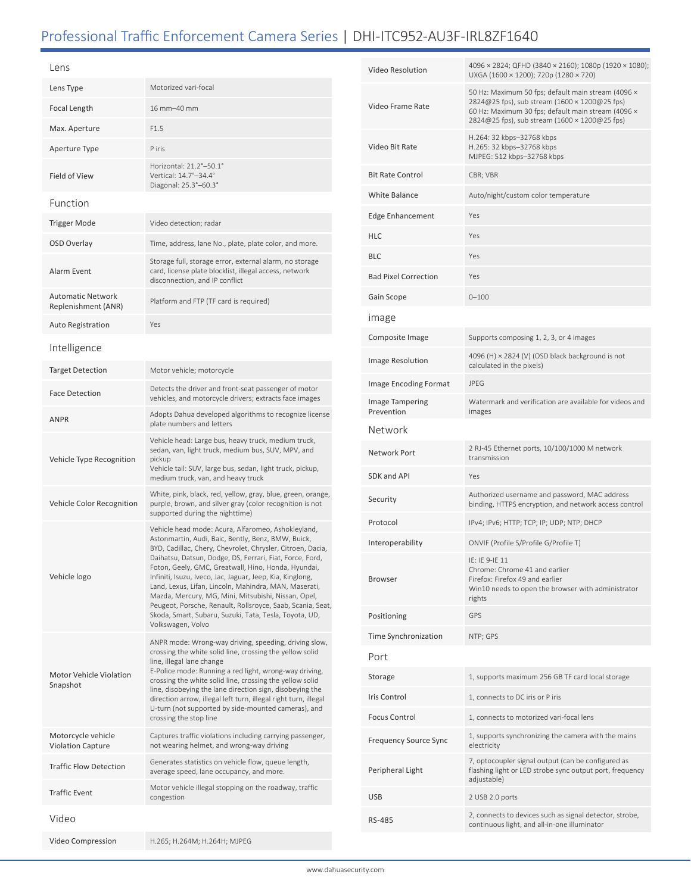## Lens

| | |
|---|---|
| Lens Type | Motorized vari-focal |
| Focal Length | 16 mm–40 mm |
| Max. Aperture | F1.5 |
| Aperture Type | P iris |
| Field of View | Horizontal: 21.2°–50.1°<br>Vertical: 14.7°–34.4°<br>Diagonal: 25.3°–60.3° |

## Function

| | |
|---|---|
| Trigger Mode | Video detection; radar |
| OSD Overlay | Time, address, lane No., plate, plate color, and more. |
| Alarm Event | Storage full, storage error, external alarm, no storage card, license plate blocklist, illegal access, network disconnection, and IP conflict |
| Automatic Network Replenishment (ANR) | Platform and FTP (TF card is required) |
| Auto Registration | Yes |

## Intelligence

| | |
|---|---|
| Target Detection | Motor vehicle; motorcycle |
| Face Detection | Detects the driver and front-seat passenger of motor vehicles, and motorcycle drivers; extracts face images |
| ANPR | Adopts Dahua developed algorithms to recognize license plate numbers and letters |
| Vehicle Type Recognition | Vehicle head: Large bus, heavy truck, medium truck, sedan, van, light truck, medium bus, SUV, MPV, and pickup<br>Vehicle tail: SUV, large bus, sedan, light truck, pickup, medium truck, van, and heavy truck |
| Vehicle Color Recognition | White, pink, black, red, yellow, gray, blue, green, orange, purple, brown, and silver gray (color recognition is not supported during the nighttime) |
| Vehicle logo | Vehicle head mode: Acura, Alfaromeo, Ashokleyland, Astonmartin, Audi, Baic, Bently, Benz, BMW, Buick, BYD, Cadillac, Chery, Chevrolet, Chrysler, Citroen, Dacia, Daihatsu, Datsun, Dodge, DS, Ferrari, Fiat, Force, Ford, Foton, Geely, GMC, Greatwall, Hino, Honda, Hyundai, Infiniti, Isuzu, Iveco, Jac, Jaguar, Jeep, Kia, Kinglong, Land, Lexus, Lifan, Lincoln, Mahindra, MAN, Maserati, Mazda, Mercury, MG, Mini, Mitsubishi, Nissan, Opel, Peugeot, Porsche, Renault, Rollsroyce, Saab, Scania, Seat, Skoda, Smart, Subaru, Suzuki, Tata, Tesla, Toyota, UD, Volkswagen, Volvo |
| Motor Vehicle Violation Snapshot | ANPR mode: Wrong-way driving, speeding, driving slow, crossing the white solid line, crossing the yellow solid line, illegal lane change<br>E-Police mode: Running a red light, wrong-way driving, crossing the white solid line, crossing the yellow solid line, disobeying the lane direction sign, disobeying the direction arrow, illegal left turn, illegal right turn, illegal U-turn (not supported by side-mounted cameras), and crossing the stop line |
| Motorcycle vehicle Violation Capture | Captures traffic violations including carrying passenger, not wearing helmet, and wrong-way driving |
| Traffic Flow Detection | Generates statistics on vehicle flow, queue length, average speed, lane occupancy, and more. |
| Traffic Event | Motor vehicle illegal stopping on the roadway, traffic congestion |

## Video

| | |
|---|---|
| Video Compression | H.265; H.264M; H.264H; MJPEG |
| Video Resolution | 4096 × 2824; QFHD (3840 × 2160); 1080p (1920 × 1080); UXGA (1600 × 1200); 720p (1280 × 720) |
| Video Frame Rate | 50 Hz: Maximum 50 fps; default main stream (4096 × 2824@25 fps), sub stream (1600 × 1200@25 fps)<br>60 Hz: Maximum 30 fps; default main stream (4096 × 2824@25 fps), sub stream (1600 × 1200@25 fps) |
| Video Bit Rate | H.264: 32 kbps–32768 kbps<br>H.265: 32 kbps–32768 kbps<br>MJPEG: 512 kbps–32768 kbps |
| Bit Rate Control | CBR; VBR |
| White Balance | Auto/night/custom color temperature |
| Edge Enhancement | Yes |
| HLC | Yes |
| BLC | Yes |
| Bad Pixel Correction | Yes |
| Gain Scope | 0–100 |

## image

| | |
|---|---|
| Composite Image | Supports composing 1, 2, 3, or 4 images |
| Image Resolution | 4096 (H) × 2824 (V) (OSD black background is not calculated in the pixels) |
| Image Encoding Format | JPEG |
| Image Tampering Prevention | Watermark and verification are available for videos and images |

## Network

| | |
|---|---|
| Network Port | 2 RJ-45 Ethernet ports, 10/100/1000 M network transmission |
| SDK and API | Yes |
| Security | Authorized username and password, MAC address binding, HTTPS encryption, and network access control |
| Protocol | IPv4; IPv6; HTTP; TCP; IP; UDP; NTP; DHCP |
| Interoperability | ONVIF (Profile S/Profile G/Profile T) |
| Browser | IE: IE 9-IE 11<br>Chrome: Chrome 41 and earlier<br>Firefox: Firefox 49 and earlier<br>Win10 needs to open the browser with administrator rights |
| Positioning | GPS |
| Time Synchronization | NTP; GPS |

## Port

| | |
|---|---|
| Storage | 1, supports maximum 256 GB TF card local storage |
| Iris Control | 1, connects to DC iris or P iris |
| Focus Control | 1, connects to motorized vari-focal lens |
| Frequency Source Sync | 1, supports synchronizing the camera with the mains electricity |
| Peripheral Light | 7, optocoupler signal output (can be configured as flashing light or LED strobe sync output port, frequency adjustable) |
| USB | 2 USB 2.0 ports |
| RS-485 | 2, connects to devices such as signal detector, strobe, continuous light, and all-in-one illuminator |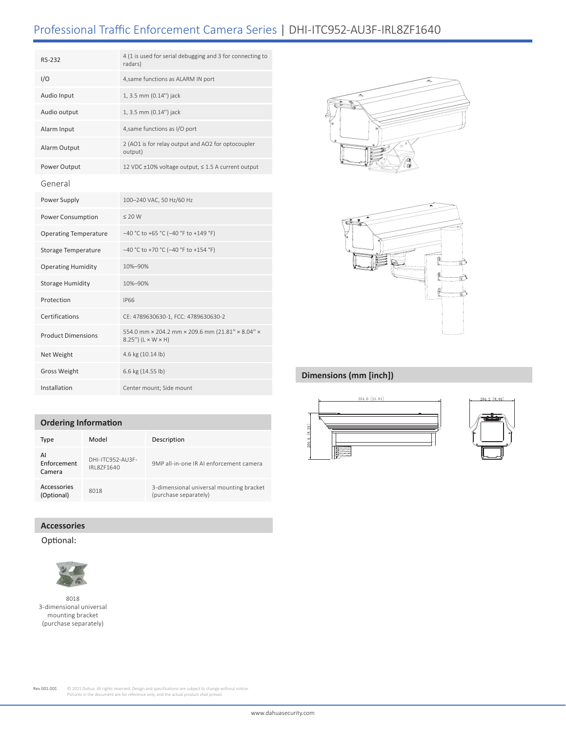| | |
|---|---|
| RS-232 | 4 (1 is used for serial debugging and 3 for connecting to radars) |
| I/O | 4,same functions as ALARM IN port |
| Audio Input | 1, 3.5 mm (0.14") jack |
| Audio output | 1, 3.5 mm (0.14") jack |
| Alarm Input | 4,same functions as I/O port |
| Alarm Output | 2 (AO1 is for relay output and AO2 for optocoupler output) |
| Power Output | 12 VDC ±10% voltage output, ≤ 1.5 A current output |

### General

| | |
|---|---|
| Power Supply | 100–240 VAC, 50 Hz/60 Hz |
| Power Consumption | ≤ 20 W |
| Operating Temperature | −40 °C to +65 °C (−40 °F to +149 °F) |
| Storage Temperature | −40 °C to +70 °C (−40 °F to +154 °F) |
| Operating Humidity | 10%–90% |
| Storage Humidity | 10%–90% |
| Protection | IP66 |
| Certifications | CE: 4789630630-1, FCC: 4789630630-2 |
| Product Dimensions | 554.0 mm × 204.2 mm × 209.6 mm (21.81" × 8.04" × 8.25") (L × W × H) |
| Net Weight | 4.6 kg (10.14 lb) |
| Gross Weight | 6.6 kg (14.55 lb) |
| Installation | Center mount; Side mount |

## Ordering Information

| Type | Model | Description |
|---|---|---|
| AI Enforcement Camera | DHI-ITC952-AU3F-IRL8ZF1640 | 9MP all-in-one IR AI enforcement camera |
| Accessories (Optional) | 8018 | 3-dimensional universal mounting bracket (purchase separately) |

## Accessories

Optional:

8018
3-dimensional universal mounting bracket
(purchase separately)

## Dimensions (mm [inch])

554.0 [21.81]

209.6 [8.25]

204.2 [8.04]

Rev 001.001 © 2021 Dahua. All rights reserved. Design and specifications are subject to change without notice. Pictures in the document are for reference only, and the actual product shall prevail.